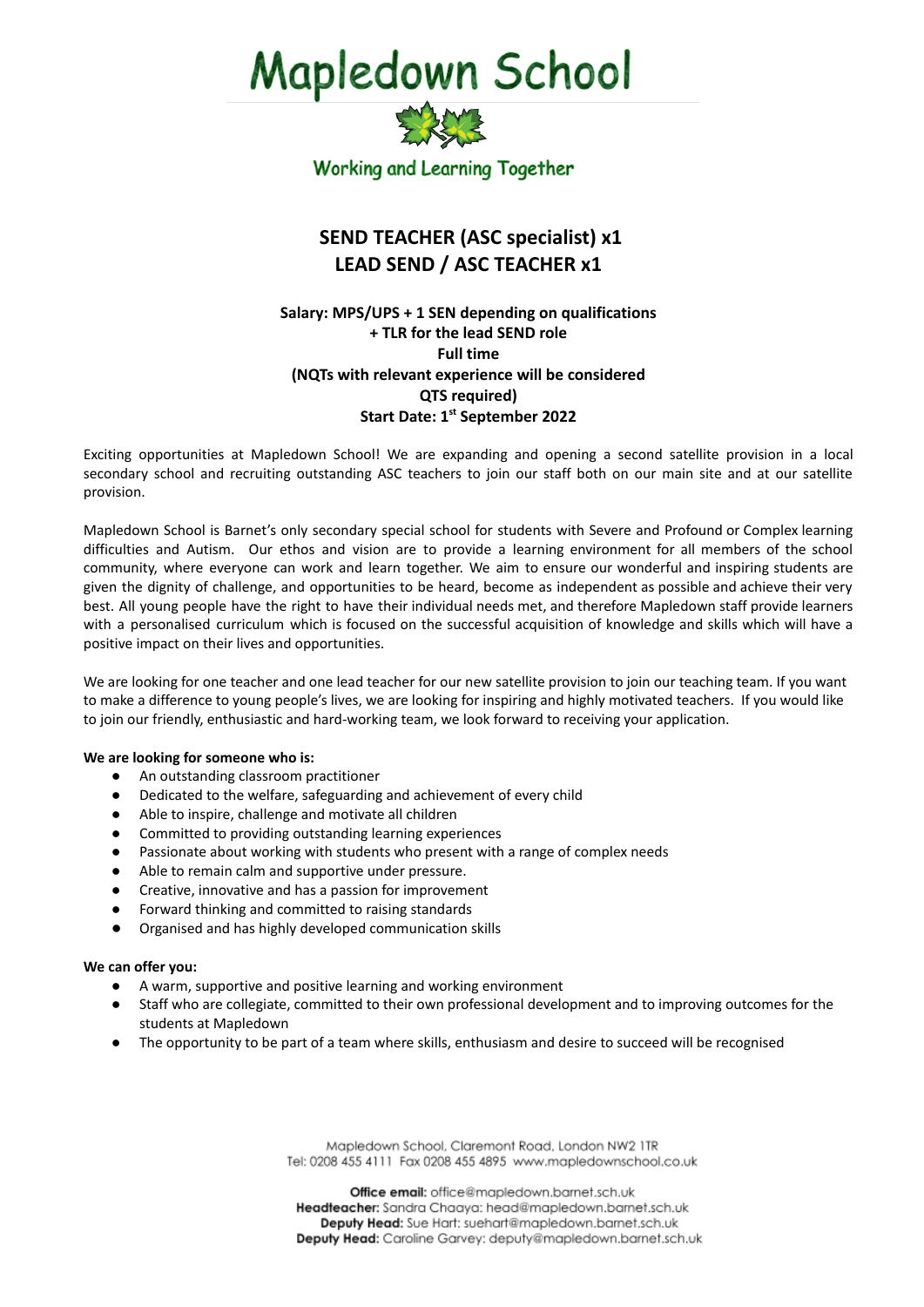# Mapledown School

Working and Learning Together

## SEND TEACHER (ASC specialist) x1
## LEAD SEND / ASC TEACHER x1

**Salary: MPS/UPS + 1 SEN depending on qualifications**
**+ TLR for the lead SEND role**
**Full time**
**(NQTs with relevant experience will be considered**
**QTS required)**
**Start Date: 1st September 2022**

Exciting opportunities at Mapledown School! We are expanding and opening a second satellite provision in a local secondary school and recruiting outstanding ASC teachers to join our staff both on our main site and at our satellite provision.

Mapledown School is Barnet's only secondary special school for students with Severe and Profound or Complex learning difficulties and Autism. Our ethos and vision are to provide a learning environment for all members of the school community, where everyone can work and learn together. We aim to ensure our wonderful and inspiring students are given the dignity of challenge, and opportunities to be heard, become as independent as possible and achieve their very best. All young people have the right to have their individual needs met, and therefore Mapledown staff provide learners with a personalised curriculum which is focused on the successful acquisition of knowledge and skills which will have a positive impact on their lives and opportunities.

We are looking for one teacher and one lead teacher for our new satellite provision to join our teaching team. If you want to make a difference to young people's lives, we are looking for inspiring and highly motivated teachers. If you would like to join our friendly, enthusiastic and hard-working team, we look forward to receiving your application.

**We are looking for someone who is:**

- An outstanding classroom practitioner
- Dedicated to the welfare, safeguarding and achievement of every child
- Able to inspire, challenge and motivate all children
- Committed to providing outstanding learning experiences
- Passionate about working with students who present with a range of complex needs
- Able to remain calm and supportive under pressure.
- Creative, innovative and has a passion for improvement
- Forward thinking and committed to raising standards
- Organised and has highly developed communication skills

**We can offer you:**

- A warm, supportive and positive learning and working environment
- Staff who are collegiate, committed to their own professional development and to improving outcomes for the students at Mapledown
- The opportunity to be part of a team where skills, enthusiasm and desire to succeed will be recognised

Mapledown School, Claremont Road, London NW2 1TR
Tel: 0208 455 4111 Fax 0208 455 4895 www.mapledownschool.co.uk

**Office email:** office@mapledown.barnet.sch.uk
**Headteacher:** Sandra Chaaya: head@mapledown.barnet.sch.uk
**Deputy Head:** Sue Hart: suehart@mapledown.barnet.sch.uk
**Deputy Head:** Caroline Garvey: deputy@mapledown.barnet.sch.uk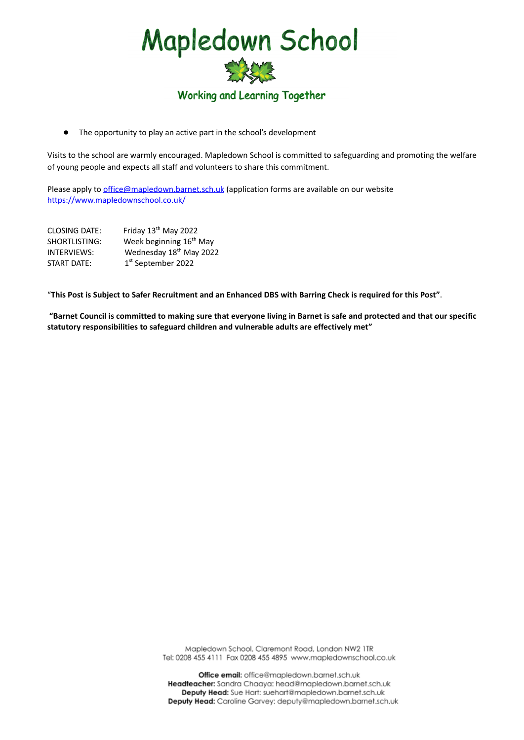- The opportunity to play an active part in the school's development

Visits to the school are warmly encouraged. Mapledown School is committed to safeguarding and promoting the welfare of young people and expects all staff and volunteers to share this commitment.

Please apply to office@mapledown.barnet.sch.uk (application forms are available on our website https://www.mapledownschool.co.uk/

| | |
|---|---|
| CLOSING DATE: | Friday 13th May 2022 |
| SHORTLISTING: | Week beginning 16th May |
| INTERVIEWS: | Wednesday 18th May 2022 |
| START DATE: | 1st September 2022 |

"**This Post is Subject to Safer Recruitment and an Enhanced DBS with Barring Check is required for this Post"**.

**"Barnet Council is committed to making sure that everyone living in Barnet is safe and protected and that our specific statutory responsibilities to safeguard children and vulnerable adults are effectively met"**